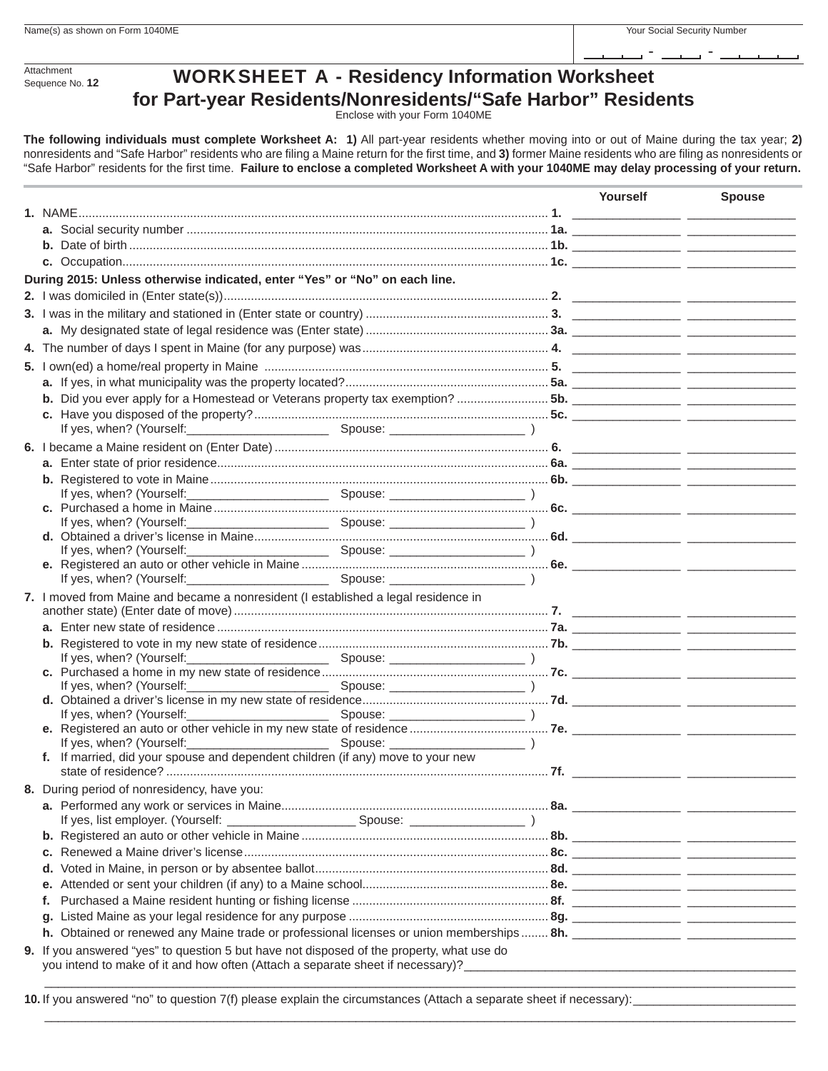| Name(s) as shown on Form 1040ME | Your Social Security Number |
|---|---|
| | ___ - __ - ____ |

Attachment Sequence No. **12**

# WORKSHEET A - Residency Information Worksheet for Part-year Residents/Nonresidents/"Safe Harbor" Residents

Enclose with your Form 1040ME

**The following individuals must complete Worksheet A: 1)** All part-year residents whether moving into or out of Maine during the tax year; **2)** nonresidents and "Safe Harbor" residents who are filing a Maine return for the first time, and **3)** former Maine residents who are filing as nonresidents or "Safe Harbor" residents for the first time. **Failure to enclose a completed Worksheet A with your 1040ME may delay processing of your return.**

| | | Line | Yourself | Spouse |
|---|---|---|---|---|
| **1.** | NAME | 1. | | |
| **a.** | Social security number | 1a. | | |
| **b.** | Date of birth | 1b. | | |
| **c.** | Occupation | 1c. | | |
| | **During 2015: Unless otherwise indicated, enter "Yes" or "No" on each line.** | | | |
| **2.** | I was domiciled in (Enter state(s)) | 2. | | |
| **3.** | I was in the military and stationed in (Enter state or country) | 3. | | |
| **a.** | My designated state of legal residence was (Enter state) | 3a. | | |
| **4.** | The number of days I spent in Maine (for any purpose) was | 4. | | |
| **5.** | I own(ed) a home/real property in Maine | 5. | | |
| **a.** | If yes, in what municipality was the property located? | 5a. | | |
| **b.** | Did you ever apply for a Homestead or Veterans property tax exemption? | 5b. | | |
| **c.** | Have you disposed of the property? If yes, when? (Yourself:____________ Spouse: ____________ ) | 5c. | | |
| **6.** | I became a Maine resident on (Enter Date) | 6. | | |
| **a.** | Enter state of prior residence | 6a. | | |
| **b.** | Registered to vote in Maine. If yes, when? (Yourself:____________ Spouse: ____________ ) | 6b. | | |
| **c.** | Purchased a home in Maine. If yes, when? (Yourself:____________ Spouse: ____________ ) | 6c. | | |
| **d.** | Obtained a driver's license in Maine. If yes, when? (Yourself:____________ Spouse: ____________ ) | 6d. | | |
| **e.** | Registered an auto or other vehicle in Maine. If yes, when? (Yourself:____________ Spouse: ____________ ) | 6e. | | |
| **7.** | I moved from Maine and became a nonresident (I established a legal residence in another state) (Enter date of move) | 7. | | |
| **a.** | Enter new state of residence | 7a. | | |
| **b.** | Registered to vote in my new state of residence. If yes, when? (Yourself:____________ Spouse: ____________ ) | 7b. | | |
| **c.** | Purchased a home in my new state of residence. If yes, when? (Yourself:____________ Spouse: ____________ ) | 7c. | | |
| **d.** | Obtained a driver's license in my new state of residence. If yes, when? (Yourself:____________ Spouse: ____________ ) | 7d. | | |
| **e.** | Registered an auto or other vehicle in my new state of residence. If yes, when? (Yourself:____________ Spouse: ____________ ) | 7e. | | |
| **f.** | If married, did your spouse and dependent children (if any) move to your new state of residence? | 7f. | | |
| **8.** | During period of nonresidency, have you: | | | |
| **a.** | Performed any work or services in Maine. If yes, list employer. (Yourself: ____________ Spouse: ____________ ) | 8a. | | |
| **b.** | Registered an auto or other vehicle in Maine | 8b. | | |
| **c.** | Renewed a Maine driver's license | 8c. | | |
| **d.** | Voted in Maine, in person or by absentee ballot | 8d. | | |
| **e.** | Attended or sent your children (if any) to a Maine school | 8e. | | |
| **f.** | Purchased a Maine resident hunting or fishing license | 8f. | | |
| **g.** | Listed Maine as your legal residence for any purpose | 8g. | | |
| **h.** | Obtained or renewed any Maine trade or professional licenses or union memberships | 8h. | | |

**9.** If you answered "yes" to question 5 but have not disposed of the property, what use do you intend to make of it and how often (Attach a separate sheet if necessary)?____________________

____________________________________________________________

**10.** If you answered "no" to question 7(f) please explain the circumstances (Attach a separate sheet if necessary):____________________

____________________________________________________________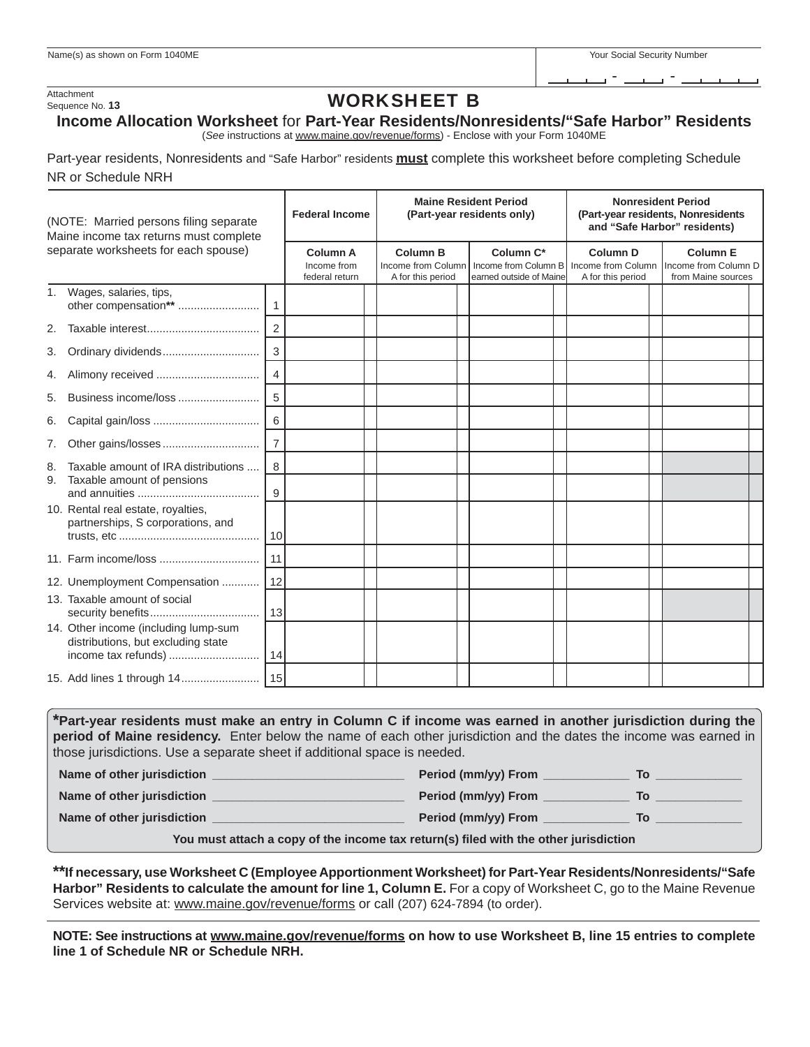Name(s) as shown on Form 1040ME

Your Social Security Number

Attachment Sequence No. **13**

# WORKSHEET B

## Income Allocation Worksheet for Part-Year Residents/Nonresidents/“Safe Harbor” Residents

(*See* instructions at www.maine.gov/revenue/forms) - Enclose with your Form 1040ME

Part-year residents, Nonresidents and “Safe Harbor” residents **must** complete this worksheet before completing Schedule NR or Schedule NRH

| (NOTE: Married persons filing separate Maine income tax returns must complete separate worksheets for each spouse) | | **Federal Income** | **Maine Resident Period (Part-year residents only)** | | **Nonresident Period (Part-year residents, Nonresidents and “Safe Harbor” residents)** | |
|---|---|---|---|---|---|---|
| | | **Column A** Income from federal return | **Column B** Income from Column A for this period | **Column C*** Income from Column B earned outside of Maine | **Column D** Income from Column A for this period | **Column E** Income from Column D from Maine sources |
| 1. Wages, salaries, tips, other compensation** | 1 | | | | | |
| 2. Taxable interest | 2 | | | | | |
| 3. Ordinary dividends | 3 | | | | | |
| 4. Alimony received | 4 | | | | | |
| 5. Business income/loss | 5 | | | | | |
| 6. Capital gain/loss | 6 | | | | | |
| 7. Other gains/losses | 7 | | | | | |
| 8. Taxable amount of IRA distributions | 8 | | | | | |
| 9. Taxable amount of pensions and annuities | 9 | | | | | |
| 10. Rental real estate, royalties, partnerships, S corporations, and trusts, etc | 10 | | | | | |
| 11. Farm income/loss | 11 | | | | | |
| 12. Unemployment Compensation | 12 | | | | | |
| 13. Taxable amount of social security benefits | 13 | | | | | |
| 14. Other income (including lump-sum distributions, but excluding state income tax refunds) | 14 | | | | | |
| 15. Add lines 1 through 14 | 15 | | | | | |

***Part-year residents must make an entry in Column C if income was earned in another jurisdiction during the period of Maine residency.** Enter below the name of each other jurisdiction and the dates the income was earned in those jurisdictions. Use a separate sheet if additional space is needed.

**Name of other jurisdiction** ____________________ **Period (mm/yy) From** __________ **To** __________

**Name of other jurisdiction** ____________________ **Period (mm/yy) From** __________ **To** __________

**Name of other jurisdiction** ____________________ **Period (mm/yy) From** __________ **To** __________

**You must attach a copy of the income tax return(s) filed with the other jurisdiction**

****If necessary, use Worksheet C (Employee Apportionment Worksheet) for Part-Year Residents/Nonresidents/“Safe Harbor” Residents to calculate the amount for line 1, Column E.** For a copy of Worksheet C, go to the Maine Revenue Services website at: www.maine.gov/revenue/forms or call (207) 624-7894 (to order).

**NOTE: See instructions at www.maine.gov/revenue/forms on how to use Worksheet B, line 15 entries to complete line 1 of Schedule NR or Schedule NRH.**